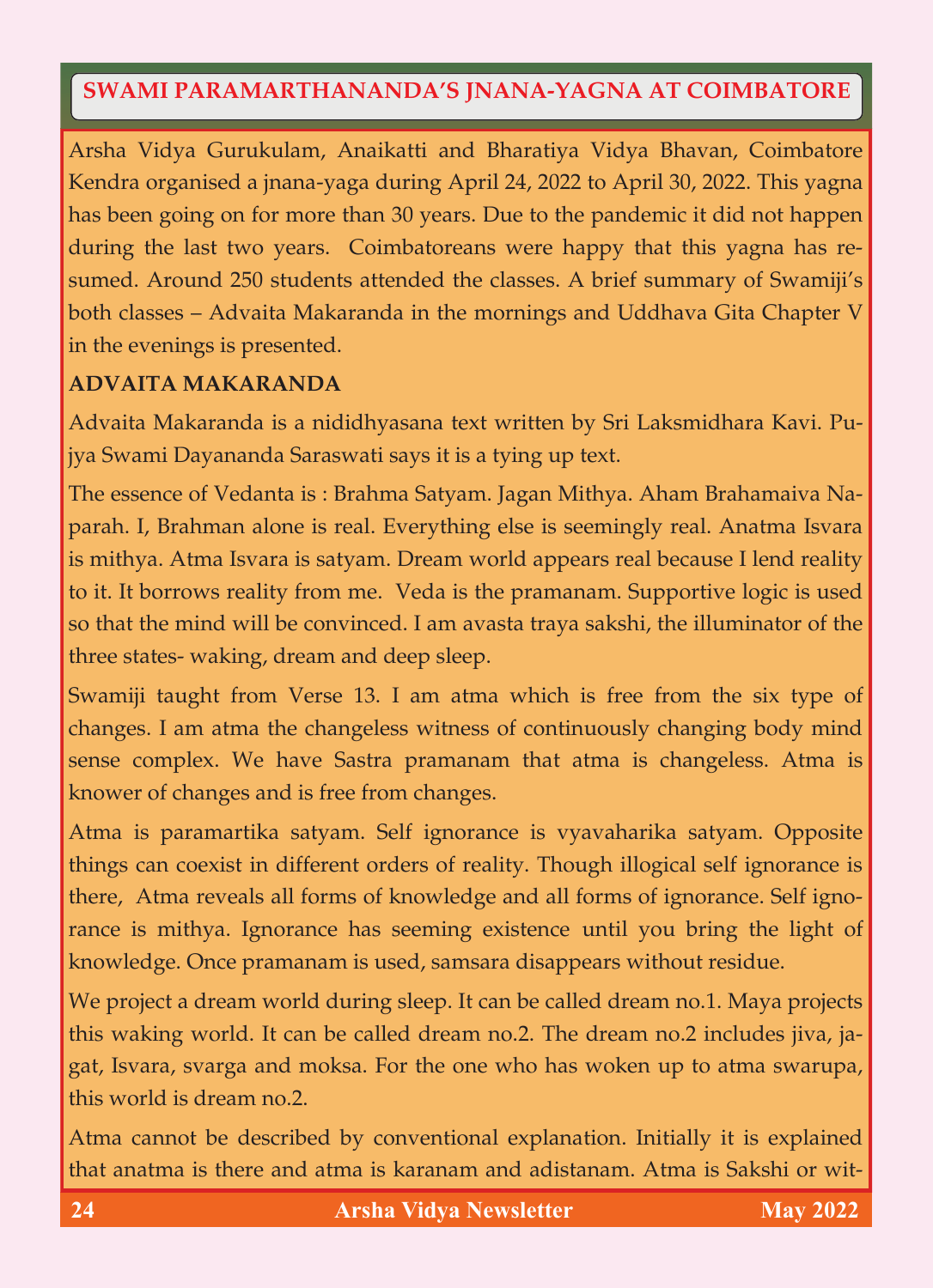# SWAMI PARAMARTHANANDA'S JNANA-YAGNA AT COIMBATORE

Arsha Vidya Gurukulam, Anaikatti and Bharatiya Vidya Bhavan, Coimbatore Kendra organised a jnana-yaga during April 24, 2022 to April 30, 2022. This yagna has been going on for more than 30 years. Due to the pandemic it did not happen during the last two years. Coimbatoreans were happy that this yagna has resumed. Around 250 students attended the classes. A brief summary of Swamiji's both classes – Advaita Makaranda in the mornings and Uddhava Gita Chapter V in the evenings is presented.

## ADVAITA MAKARANDA

Advaita Makaranda is a nididhyasana text written by Sri Laksmidhara Kavi. Pujya Swami Dayananda Saraswati says it is a tying up text.

The essence of Vedanta is : Brahma Satyam. Jagan Mithya. Aham Brahamaiva Naparah. I, Brahman alone is real. Everything else is seemingly real. Anatma Isvara is mithya. Atma Isvara is satyam. Dream world appears real because I lend reality to it. It borrows reality from me. Veda is the pramanam. Supportive logic is used so that the mind will be convinced. I am avasta traya sakshi, the illuminator of the three states- waking, dream and deep sleep.

Swamiji taught from Verse 13. I am atma which is free from the six type of changes. I am atma the changeless witness of continuously changing body mind sense complex. We have Sastra pramanam that atma is changeless. Atma is knower of changes and is free from changes.

Atma is paramartika satyam. Self ignorance is vyavaharika satyam. Opposite things can coexist in different orders of reality. Though illogical self ignorance is there, Atma reveals all forms of knowledge and all forms of ignorance. Self ignorance is mithya. Ignorance has seeming existence until you bring the light of knowledge. Once pramanam is used, samsara disappears without residue.

We project a dream world during sleep. It can be called dream no.1. Maya projects this waking world. It can be called dream no.2. The dream no.2 includes jiva, jagat, Isvara, svarga and moksa. For the one who has woken up to atma swarupa, this world is dream no.2.

Atma cannot be described by conventional explanation. Initially it is explained that anatma is there and atma is karanam and adistanam. Atma is Sakshi or wit-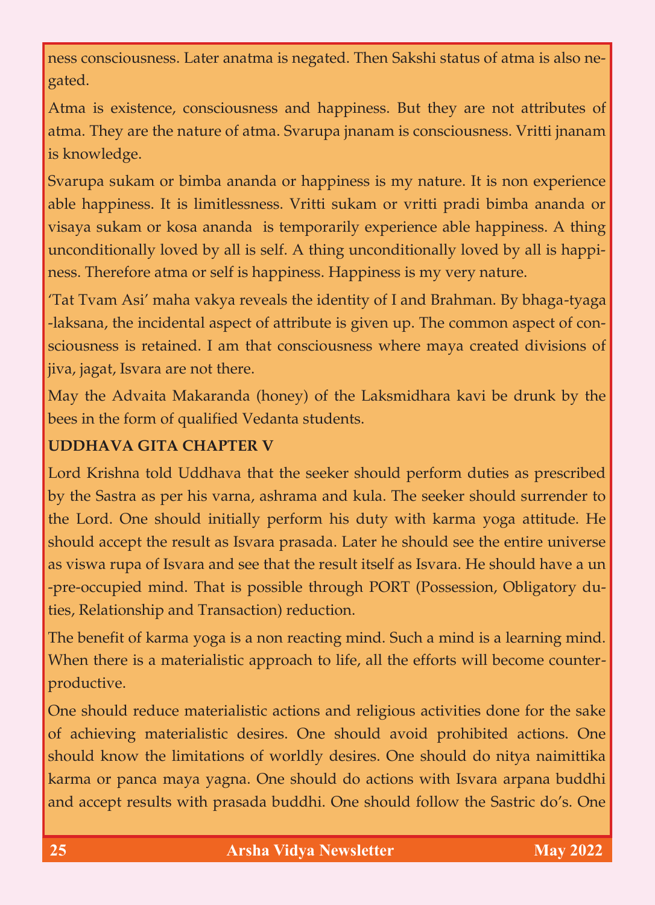ness consciousness. Later anatma is negated. Then Sakshi status of atma is also negated.

Atma is existence, consciousness and happiness. But they are not attributes of atma. They are the nature of atma. Svarupa jnanam is consciousness. Vritti jnanam is knowledge.

Svarupa sukam or bimba ananda or happiness is my nature. It is non experience able happiness. It is limitlessness. Vritti sukam or vritti pradi bimba ananda or visaya sukam or kosa ananda is temporarily experience able happiness. A thing unconditionally loved by all is self. A thing unconditionally loved by all is happiness. Therefore atma or self is happiness. Happiness is my very nature.

'Tat Tvam Asi' maha vakya reveals the identity of I and Brahman. By bhaga-tyaga-laksana, the incidental aspect of attribute is given up. The common aspect of consciousness is retained. I am that consciousness where maya created divisions of jiva, jagat, Isvara are not there.

May the Advaita Makaranda (honey) of the Laksmidhara kavi be drunk by the bees in the form of qualified Vedanta students.

**UDDHAVA GITA CHAPTER V**

Lord Krishna told Uddhava that the seeker should perform duties as prescribed by the Sastra as per his varna, ashrama and kula. The seeker should surrender to the Lord. One should initially perform his duty with karma yoga attitude. He should accept the result as Isvara prasada. Later he should see the entire universe as viswa rupa of Isvara and see that the result itself as Isvara. He should have a un-pre-occupied mind. That is possible through PORT (Possession, Obligatory duties, Relationship and Transaction) reduction.

The benefit of karma yoga is a non reacting mind. Such a mind is a learning mind. When there is a materialistic approach to life, all the efforts will become counterproductive.

One should reduce materialistic actions and religious activities done for the sake of achieving materialistic desires. One should avoid prohibited actions. One should know the limitations of worldly desires. One should do nitya naimittika karma or panca maya yagna. One should do actions with Isvara arpana buddhi and accept results with prasada buddhi. One should follow the Sastric do's. One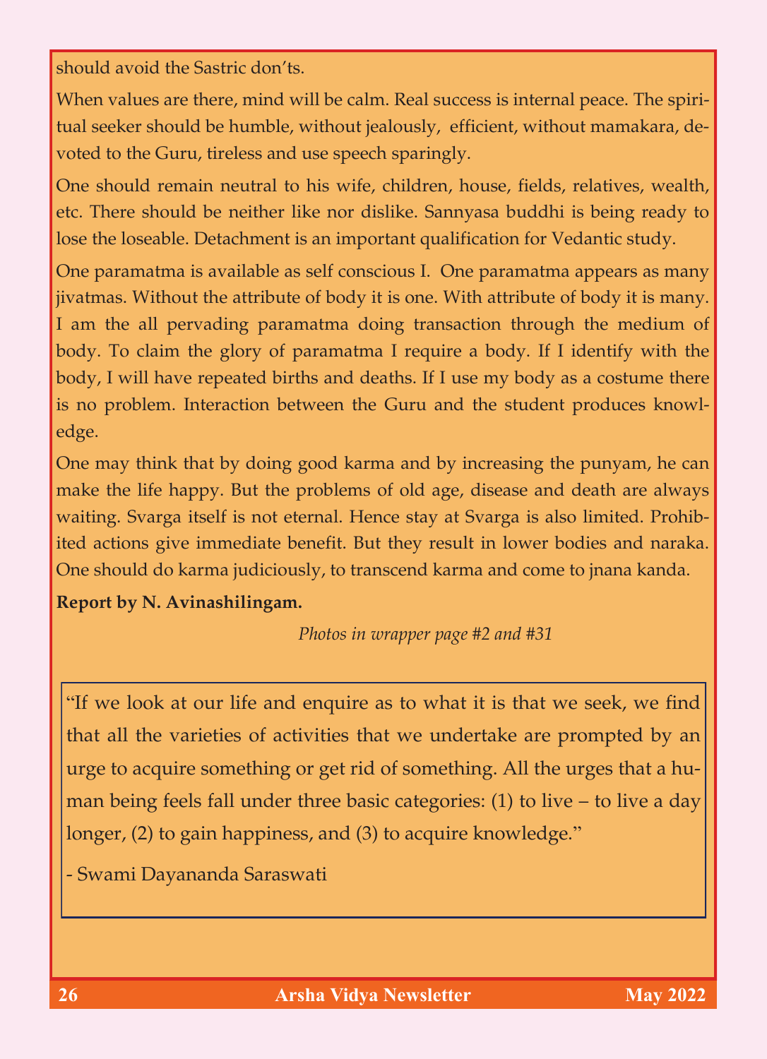should avoid the Sastric don'ts.

When values are there, mind will be calm. Real success is internal peace. The spiritual seeker should be humble, without jealously, efficient, without mamakara, devoted to the Guru, tireless and use speech sparingly.

One should remain neutral to his wife, children, house, fields, relatives, wealth, etc. There should be neither like nor dislike. Sannyasa buddhi is being ready to lose the loseable. Detachment is an important qualification for Vedantic study.

One paramatma is available as self conscious I. One paramatma appears as many jivatmas. Without the attribute of body it is one. With attribute of body it is many. I am the all pervading paramatma doing transaction through the medium of body. To claim the glory of paramatma I require a body. If I identify with the body, I will have repeated births and deaths. If I use my body as a costume there is no problem. Interaction between the Guru and the student produces knowledge.

One may think that by doing good karma and by increasing the punyam, he can make the life happy. But the problems of old age, disease and death are always waiting. Svarga itself is not eternal. Hence stay at Svarga is also limited. Prohibited actions give immediate benefit. But they result in lower bodies and naraka. One should do karma judiciously, to transcend karma and come to jnana kanda.

**Report by N. Avinashilingam.**

*Photos in wrapper page #2 and #31*

> "If we look at our life and enquire as to what it is that we seek, we find that all the varieties of activities that we undertake are prompted by an urge to acquire something or get rid of something. All the urges that a human being feels fall under three basic categories: (1) to live – to live a day longer, (2) to gain happiness, and (3) to acquire knowledge."
>
> - Swami Dayananda Saraswati